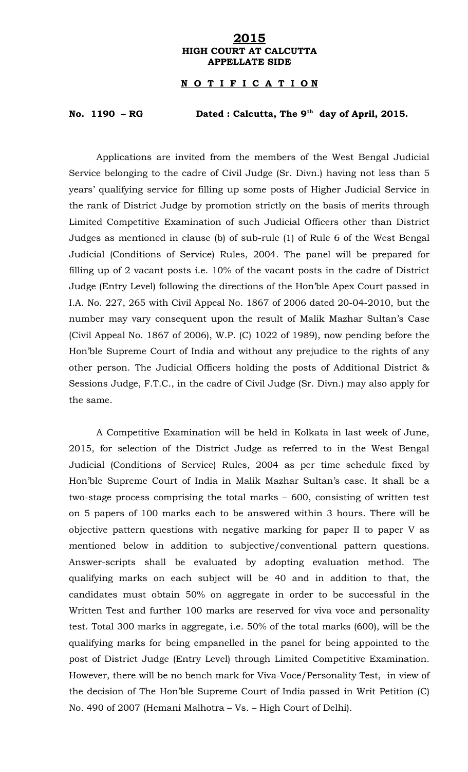# 2015

**HIGH COURT AT CALCUTTA**
**APPELLATE SIDE**

**N O T I F I C A T I O N**

**No. 1190 – RG Dated : Calcutta, The 9th day of April, 2015.**

Applications are invited from the members of the West Bengal Judicial Service belonging to the cadre of Civil Judge (Sr. Divn.) having not less than 5 years' qualifying service for filling up some posts of Higher Judicial Service in the rank of District Judge by promotion strictly on the basis of merits through Limited Competitive Examination of such Judicial Officers other than District Judges as mentioned in clause (b) of sub-rule (1) of Rule 6 of the West Bengal Judicial (Conditions of Service) Rules, 2004. The panel will be prepared for filling up of 2 vacant posts i.e. 10% of the vacant posts in the cadre of District Judge (Entry Level) following the directions of the Hon'ble Apex Court passed in I.A. No. 227, 265 with Civil Appeal No. 1867 of 2006 dated 20-04-2010, but the number may vary consequent upon the result of Malik Mazhar Sultan's Case (Civil Appeal No. 1867 of 2006), W.P. (C) 1022 of 1989, now pending before the Hon'ble Supreme Court of India and without any prejudice to the rights of any other person. The Judicial Officers holding the posts of Additional District & Sessions Judge, F.T.C., in the cadre of Civil Judge (Sr. Divn.) may also apply for the same.

A Competitive Examination will be held in Kolkata in last week of June, 2015, for selection of the District Judge as referred to in the West Bengal Judicial (Conditions of Service) Rules, 2004 as per time schedule fixed by Hon'ble Supreme Court of India in Malik Mazhar Sultan's case. It shall be a two-stage process comprising the total marks – 600, consisting of written test on 5 papers of 100 marks each to be answered within 3 hours. There will be objective pattern questions with negative marking for paper II to paper V as mentioned below in addition to subjective/conventional pattern questions. Answer-scripts shall be evaluated by adopting evaluation method. The qualifying marks on each subject will be 40 and in addition to that, the candidates must obtain 50% on aggregate in order to be successful in the Written Test and further 100 marks are reserved for viva voce and personality test. Total 300 marks in aggregate, i.e. 50% of the total marks (600), will be the qualifying marks for being empanelled in the panel for being appointed to the post of District Judge (Entry Level) through Limited Competitive Examination. However, there will be no bench mark for Viva-Voce/Personality Test, in view of the decision of The Hon'ble Supreme Court of India passed in Writ Petition (C) No. 490 of 2007 (Hemani Malhotra – Vs. – High Court of Delhi).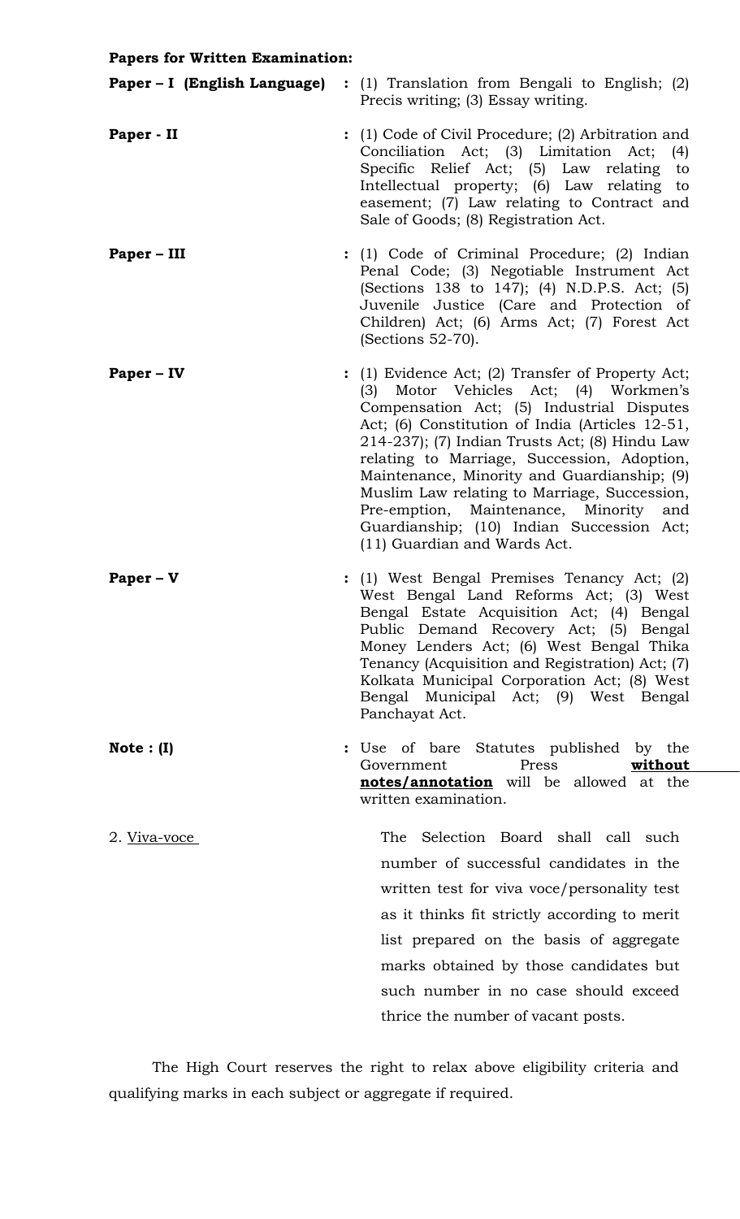**Papers for Written Examination:**

**Paper – I (English Language)** : (1) Translation from Bengali to English; (2) Precis writing; (3) Essay writing.

**Paper - II** : (1) Code of Civil Procedure; (2) Arbitration and Conciliation Act; (3) Limitation Act; (4) Specific Relief Act; (5) Law relating to Intellectual property; (6) Law relating to easement; (7) Law relating to Contract and Sale of Goods; (8) Registration Act.

**Paper – III** : (1) Code of Criminal Procedure; (2) Indian Penal Code; (3) Negotiable Instrument Act (Sections 138 to 147); (4) N.D.P.S. Act; (5) Juvenile Justice (Care and Protection of Children) Act; (6) Arms Act; (7) Forest Act (Sections 52-70).

**Paper – IV** : (1) Evidence Act; (2) Transfer of Property Act; (3) Motor Vehicles Act; (4) Workmen's Compensation Act; (5) Industrial Disputes Act; (6) Constitution of India (Articles 12-51, 214-237); (7) Indian Trusts Act; (8) Hindu Law relating to Marriage, Succession, Adoption, Maintenance, Minority and Guardianship; (9) Muslim Law relating to Marriage, Succession, Pre-emption, Maintenance, Minority and Guardianship; (10) Indian Succession Act; (11) Guardian and Wards Act.

**Paper – V** : (1) West Bengal Premises Tenancy Act; (2) West Bengal Land Reforms Act; (3) West Bengal Estate Acquisition Act; (4) Bengal Public Demand Recovery Act; (5) Bengal Money Lenders Act; (6) West Bengal Thika Tenancy (Acquisition and Registration) Act; (7) Kolkata Municipal Corporation Act; (8) West Bengal Municipal Act; (9) West Bengal Panchayat Act.

**Note : (I)** : Use of bare Statutes published by the Government Press **without notes/annotation** will be allowed at the written examination.

2. Viva-voce

The Selection Board shall call such number of successful candidates in the written test for viva voce/personality test as it thinks fit strictly according to merit list prepared on the basis of aggregate marks obtained by those candidates but such number in no case should exceed thrice the number of vacant posts.

The High Court reserves the right to relax above eligibility criteria and qualifying marks in each subject or aggregate if required.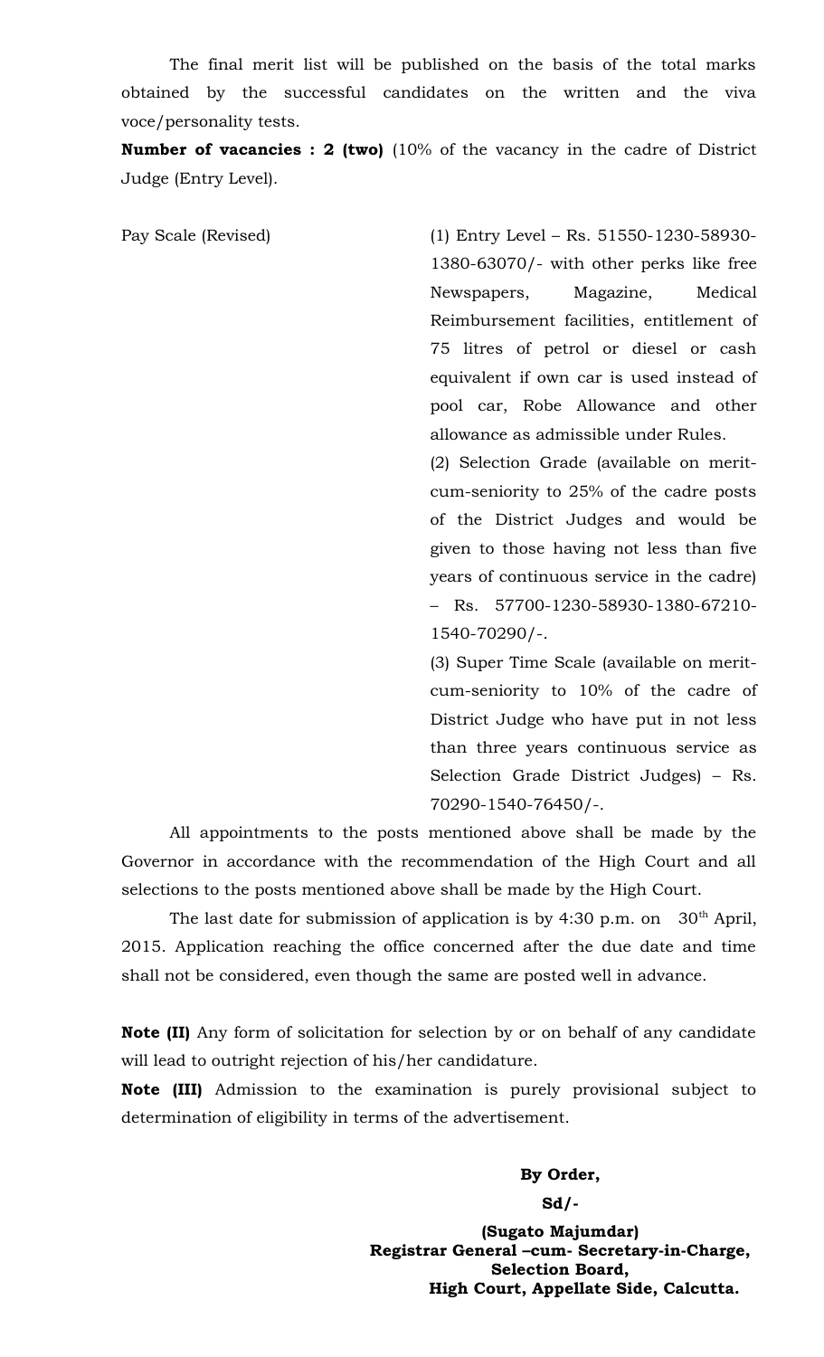The final merit list will be published on the basis of the total marks obtained by the successful candidates on the written and the viva voce/personality tests.

**Number of vacancies : 2 (two)** (10% of the vacancy in the cadre of District Judge (Entry Level).

| | |
|---|---|
| Pay Scale (Revised) | (1) Entry Level – Rs. 51550-1230-58930-1380-63070/- with other perks like free Newspapers, Magazine, Medical Reimbursement facilities, entitlement of 75 litres of petrol or diesel or cash equivalent if own car is used instead of pool car, Robe Allowance and other allowance as admissible under Rules.<br>(2) Selection Grade (available on merit-cum-seniority to 25% of the cadre posts of the District Judges and would be given to those having not less than five years of continuous service in the cadre) – Rs. 57700-1230-58930-1380-67210-1540-70290/-.<br>(3) Super Time Scale (available on merit-cum-seniority to 10% of the cadre of District Judge who have put in not less than three years continuous service as Selection Grade District Judges) – Rs. 70290-1540-76450/-. |

All appointments to the posts mentioned above shall be made by the Governor in accordance with the recommendation of the High Court and all selections to the posts mentioned above shall be made by the High Court.

The last date for submission of application is by 4:30 p.m. on 30th April, 2015. Application reaching the office concerned after the due date and time shall not be considered, even though the same are posted well in advance.

**Note (II)** Any form of solicitation for selection by or on behalf of any candidate will lead to outright rejection of his/her candidature.

**Note (III)** Admission to the examination is purely provisional subject to determination of eligibility in terms of the advertisement.

**By Order,**

**Sd/-**

**(Sugato Majumdar)**
**Registrar General –cum- Secretary-in-Charge,**
**Selection Board,**
**High Court, Appellate Side, Calcutta.**